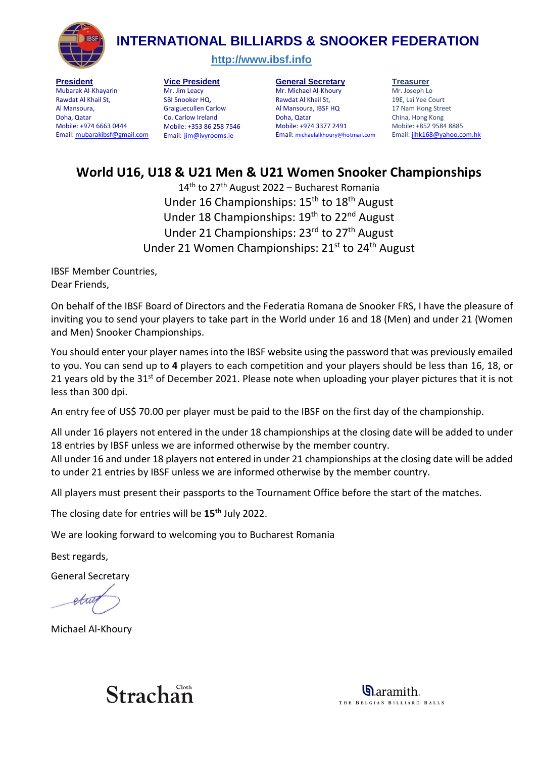# INTERNATIONAL BILLIARDS & SNOOKER FEDERATION

http://www.ibsf.info

**President**
Mubarak Al-Khayarin
Rawdat Al Khail St,
Al Mansoura,
Doha, Qatar
Mobile: +974 6663 0444
Email: mubarakibsf@gmail.com

**Vice President**
Mr. Jim Leacy
SBI Snooker HQ,
Graiguecullen Carlow
Co. Carlow Ireland
Mobile: +353 86 258 7546
Email: jim@ivyrooms.ie

**General Secretary**
Mr. Michael Al-Khoury
Rawdat Al Khail St,
Al Mansoura, IBSF HQ
Doha, Qatar
Mobile: +974 3377 2491
Email: michaelalkhoury@hotmail.com

**Treasurer**
Mr. Joseph Lo
19E, Lai Yee Court
17 Nam Hong Street
China, Hong Kong
Mobile: +852 9584 8885
Email: jlhk168@yahoo.com.hk

## World U16, U18 & U21 Men & U21 Women Snooker Championships

14th to 27th August 2022 – Bucharest Romania
Under 16 Championships: 15th to 18th August
Under 18 Championships: 19th to 22nd August
Under 21 Championships: 23rd to 27th August
Under 21 Women Championships: 21st to 24th August

IBSF Member Countries,
Dear Friends,

On behalf of the IBSF Board of Directors and the Federatia Romana de Snooker FRS, I have the pleasure of inviting you to send your players to take part in the World under 16 and 18 (Men) and under 21 (Women and Men) Snooker Championships.

You should enter your player names into the IBSF website using the password that was previously emailed to you. You can send up to **4** players to each competition and your players should be less than 16, 18, or 21 years old by the 31st of December 2021. Please note when uploading your player pictures that it is not less than 300 dpi.

An entry fee of US$ 70.00 per player must be paid to the IBSF on the first day of the championship.

All under 16 players not entered in the under 18 championships at the closing date will be added to under 18 entries by IBSF unless we are informed otherwise by the member country.
All under 16 and under 18 players not entered in under 21 championships at the closing date will be added to under 21 entries by IBSF unless we are informed otherwise by the member country.

All players must present their passports to the Tournament Office before the start of the matches.

The closing date for entries will be **15th** July 2022.

We are looking forward to welcoming you to Bucharest Romania

Best regards,

General Secretary

Michael Al-Khoury

Strachan Cloth

Aramith. THE BELGIAN BILLIARD BALLS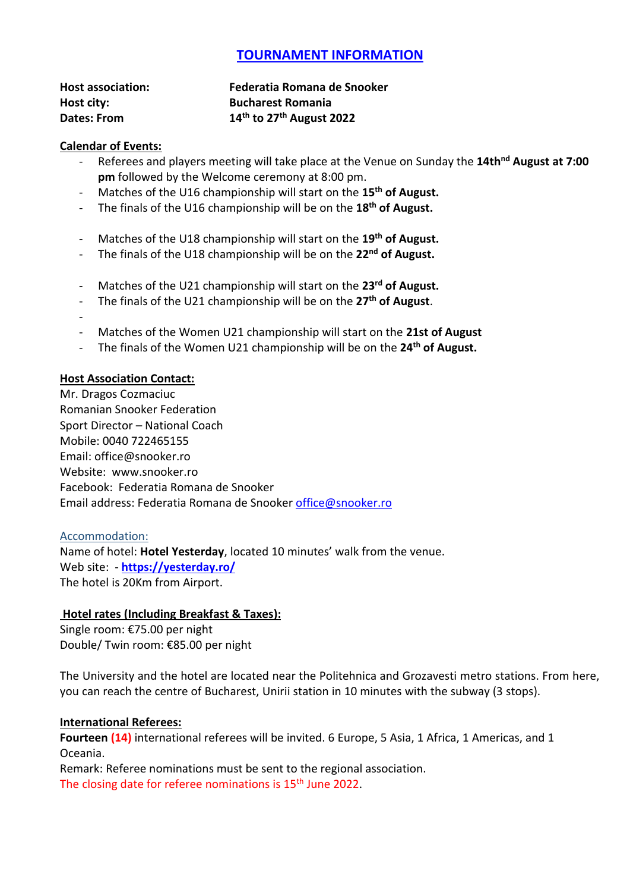# TOURNAMENT INFORMATION

| | |
|---|---|
| **Host association:** | **Federatia Romana de Snooker** |
| **Host city:** | **Bucharest Romania** |
| **Dates: From** | **14th to 27th August 2022** |

**Calendar of Events:**

- Referees and players meeting will take place at the Venue on Sunday the **14thnd August at 7:00 pm** followed by the Welcome ceremony at 8:00 pm.
- Matches of the U16 championship will start on the **15th of August.**
- The finals of the U16 championship will be on the **18th of August.**

- Matches of the U18 championship will start on the **19th of August.**
- The finals of the U18 championship will be on the **22nd of August.**

- Matches of the U21 championship will start on the **23rd of August.**
- The finals of the U21 championship will be on the **27th of August**.
-
- Matches of the Women U21 championship will start on the **21st of August**
- The finals of the Women U21 championship will be on the **24th of August.**

**Host Association Contact:**

Mr. Dragos Cozmaciuc
Romanian Snooker Federation
Sport Director – National Coach
Mobile: 0040 722465155
Email: office@snooker.ro
Website: www.snooker.ro
Facebook: Federatia Romana de Snooker
Email address: Federatia Romana de Snooker office@snooker.ro

Accommodation:

Name of hotel: **Hotel Yesterday**, located 10 minutes' walk from the venue.
Web site: - **https://yesterday.ro/**
The hotel is 20Km from Airport.

**Hotel rates (Including Breakfast & Taxes):**

Single room: €75.00 per night
Double/ Twin room: €85.00 per night

The University and the hotel are located near the Politehnica and Grozavesti metro stations. From here, you can reach the centre of Bucharest, Unirii station in 10 minutes with the subway (3 stops).

**International Referees:**

**Fourteen (14)** international referees will be invited. 6 Europe, 5 Asia, 1 Africa, 1 Americas, and 1 Oceania.
Remark: Referee nominations must be sent to the regional association.
The closing date for referee nominations is 15th June 2022.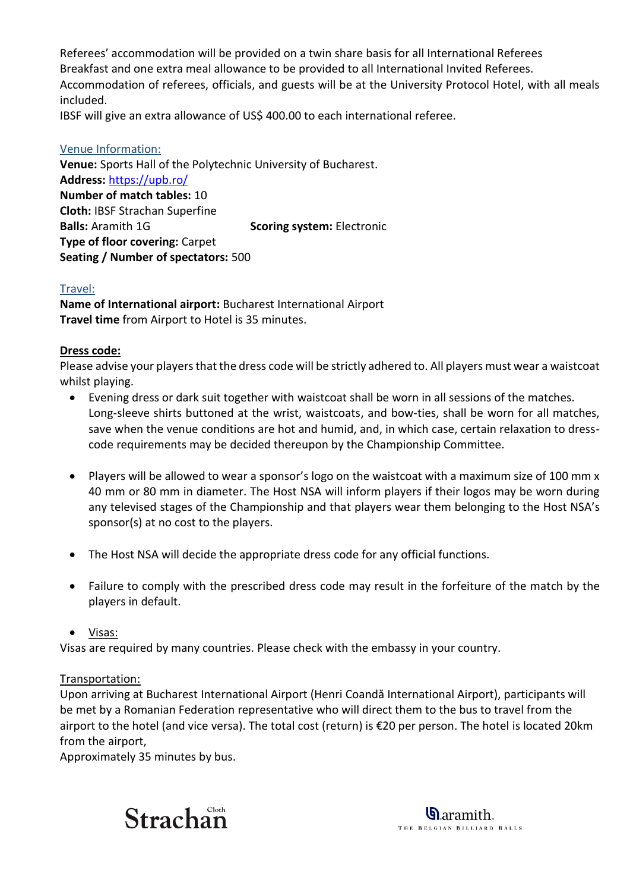Referees' accommodation will be provided on a twin share basis for all International Referees
Breakfast and one extra meal allowance to be provided to all International Invited Referees.
Accommodation of referees, officials, and guests will be at the University Protocol Hotel, with all meals included.
IBSF will give an extra allowance of US$ 400.00 to each international referee.

## Venue Information:

**Venue:** Sports Hall of the Polytechnic University of Bucharest.
**Address:** https://upb.ro/
**Number of match tables:** 10
**Cloth:** IBSF Strachan Superfine
**Balls:** Aramith 1G
**Scoring system:** Electronic
**Type of floor covering:** Carpet
**Seating / Number of spectators:** 500

## Travel:

**Name of International airport:** Bucharest International Airport
**Travel time** from Airport to Hotel is 35 minutes.

## Dress code:

Please advise your players that the dress code will be strictly adhered to. All players must wear a waistcoat whilst playing.

- Evening dress or dark suit together with waistcoat shall be worn in all sessions of the matches. Long-sleeve shirts buttoned at the wrist, waistcoats, and bow-ties, shall be worn for all matches, save when the venue conditions are hot and humid, and, in which case, certain relaxation to dress-code requirements may be decided thereupon by the Championship Committee.

- Players will be allowed to wear a sponsor's logo on the waistcoat with a maximum size of 100 mm x 40 mm or 80 mm in diameter. The Host NSA will inform players if their logos may be worn during any televised stages of the Championship and that players wear them belonging to the Host NSA's sponsor(s) at no cost to the players.

- The Host NSA will decide the appropriate dress code for any official functions.

- Failure to comply with the prescribed dress code may result in the forfeiture of the match by the players in default.

- Visas:

Visas are required by many countries. Please check with the embassy in your country.

## Transportation:

Upon arriving at Bucharest International Airport (Henri Coandă International Airport), participants will be met by a Romanian Federation representative who will direct them to the bus to travel from the airport to the hotel (and vice versa). The total cost (return) is €20 per person. The hotel is located 20km from the airport,
Approximately 35 minutes by bus.

Strachan Cloth

Aramith THE BELGIAN BILLIARD BALLS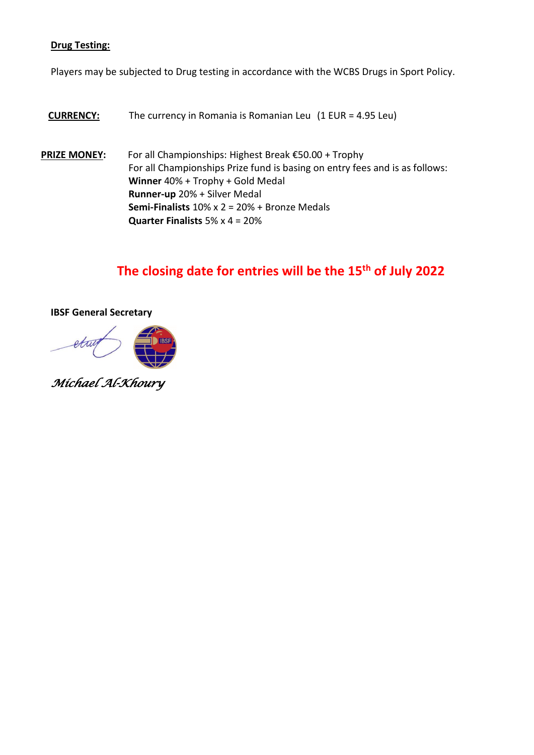**Drug Testing:**

Players may be subjected to Drug testing in accordance with the WCBS Drugs in Sport Policy.

**CURRENCY:** The currency in Romania is Romanian Leu (1 EUR = 4.95 Leu)

**PRIZE MONEY:** For all Championships: Highest Break €50.00 + Trophy
For all Championships Prize fund is basing on entry fees and is as follows:
**Winner** 40% + Trophy + Gold Medal
**Runner-up** 20% + Silver Medal
**Semi-Finalists** 10% x 2 = 20% + Bronze Medals
**Quarter Finalists** 5% x 4 = 20%

**The closing date for entries will be the 15th of July 2022**

**IBSF General Secretary**

*Michael Al-Khoury*